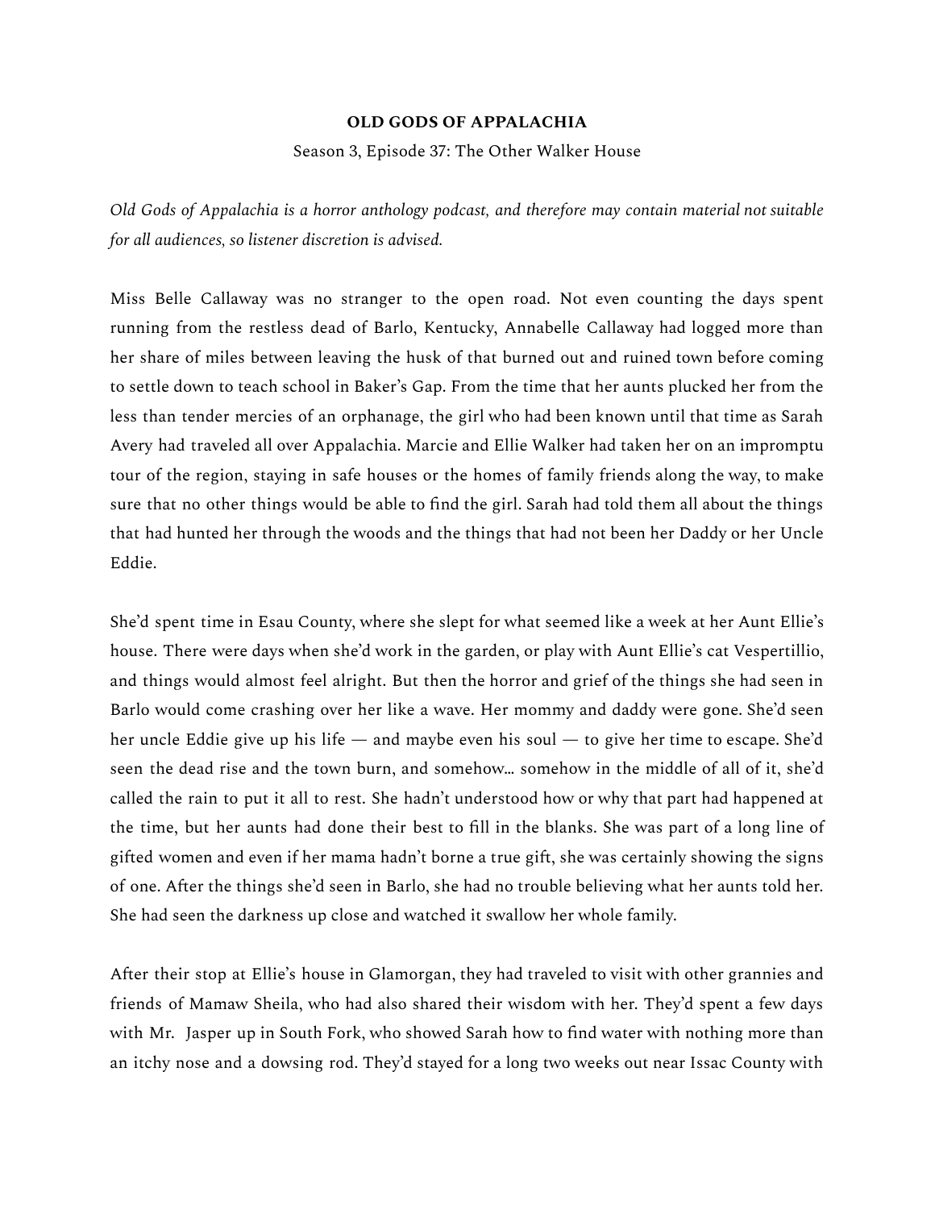**OLD GODS OF APPALACHIA**

Season 3, Episode 37: The Other Walker House

*Old Gods of Appalachia is a horror anthology podcast, and therefore may contain material not suitable for all audiences, so listener discretion is advised.*

Miss Belle Callaway was no stranger to the open road. Not even counting the days spent running from the restless dead of Barlo, Kentucky, Annabelle Callaway had logged more than her share of miles between leaving the husk of that burned out and ruined town before coming to settle down to teach school in Baker's Gap. From the time that her aunts plucked her from the less than tender mercies of an orphanage, the girl who had been known until that time as Sarah Avery had traveled all over Appalachia. Marcie and Ellie Walker had taken her on an impromptu tour of the region, staying in safe houses or the homes of family friends along the way, to make sure that no other things would be able to find the girl. Sarah had told them all about the things that had hunted her through the woods and the things that had not been her Daddy or her Uncle Eddie.

She'd spent time in Esau County, where she slept for what seemed like a week at her Aunt Ellie's house. There were days when she'd work in the garden, or play with Aunt Ellie's cat Vespertillio, and things would almost feel alright. But then the horror and grief of the things she had seen in Barlo would come crashing over her like a wave. Her mommy and daddy were gone. She'd seen her uncle Eddie give up his life — and maybe even his soul — to give her time to escape. She'd seen the dead rise and the town burn, and somehow… somehow in the middle of all of it, she'd called the rain to put it all to rest. She hadn't understood how or why that part had happened at the time, but her aunts had done their best to fill in the blanks. She was part of a long line of gifted women and even if her mama hadn't borne a true gift, she was certainly showing the signs of one. After the things she'd seen in Barlo, she had no trouble believing what her aunts told her. She had seen the darkness up close and watched it swallow her whole family.

After their stop at Ellie's house in Glamorgan, they had traveled to visit with other grannies and friends of Mamaw Sheila, who had also shared their wisdom with her. They'd spent a few days with Mr. Jasper up in South Fork, who showed Sarah how to find water with nothing more than an itchy nose and a dowsing rod. They'd stayed for a long two weeks out near Issac County with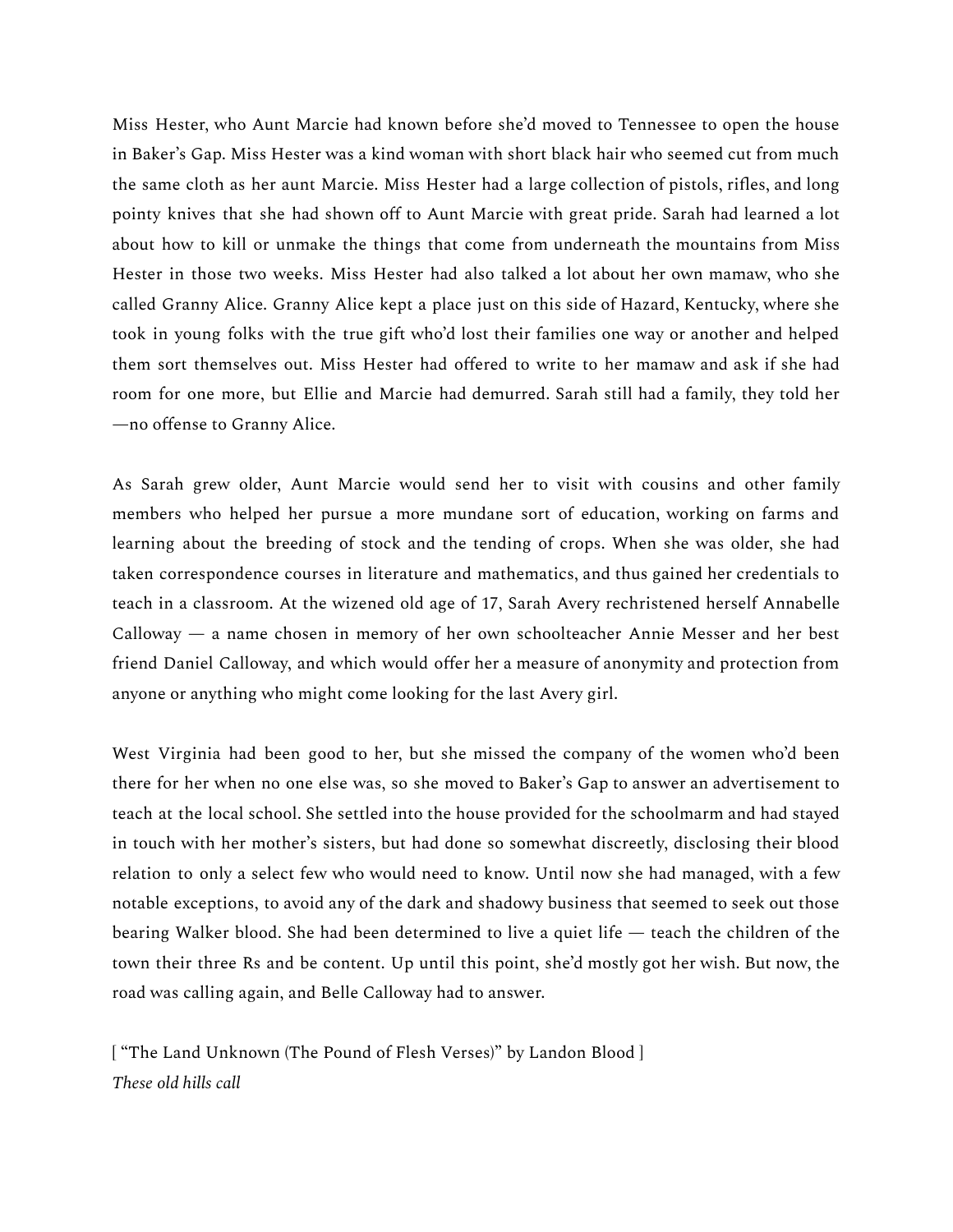Miss Hester, who Aunt Marcie had known before she'd moved to Tennessee to open the house in Baker's Gap. Miss Hester was a kind woman with short black hair who seemed cut from much the same cloth as her aunt Marcie. Miss Hester had a large collection of pistols, rifles, and long pointy knives that she had shown off to Aunt Marcie with great pride. Sarah had learned a lot about how to kill or unmake the things that come from underneath the mountains from Miss Hester in those two weeks. Miss Hester had also talked a lot about her own mamaw, who she called Granny Alice. Granny Alice kept a place just on this side of Hazard, Kentucky, where she took in young folks with the true gift who'd lost their families one way or another and helped them sort themselves out. Miss Hester had offered to write to her mamaw and ask if she had room for one more, but Ellie and Marcie had demurred. Sarah still had a family, they told her—no offense to Granny Alice.

As Sarah grew older, Aunt Marcie would send her to visit with cousins and other family members who helped her pursue a more mundane sort of education, working on farms and learning about the breeding of stock and the tending of crops. When she was older, she had taken correspondence courses in literature and mathematics, and thus gained her credentials to teach in a classroom. At the wizened old age of 17, Sarah Avery rechristened herself Annabelle Calloway — a name chosen in memory of her own schoolteacher Annie Messer and her best friend Daniel Calloway, and which would offer her a measure of anonymity and protection from anyone or anything who might come looking for the last Avery girl.

West Virginia had been good to her, but she missed the company of the women who'd been there for her when no one else was, so she moved to Baker's Gap to answer an advertisement to teach at the local school. She settled into the house provided for the schoolmarm and had stayed in touch with her mother's sisters, but had done so somewhat discreetly, disclosing their blood relation to only a select few who would need to know. Until now she had managed, with a few notable exceptions, to avoid any of the dark and shadowy business that seemed to seek out those bearing Walker blood. She had been determined to live a quiet life — teach the children of the town their three Rs and be content. Up until this point, she'd mostly got her wish. But now, the road was calling again, and Belle Calloway had to answer.

[ "The Land Unknown (The Pound of Flesh Verses)" by Landon Blood ]
*These old hills call*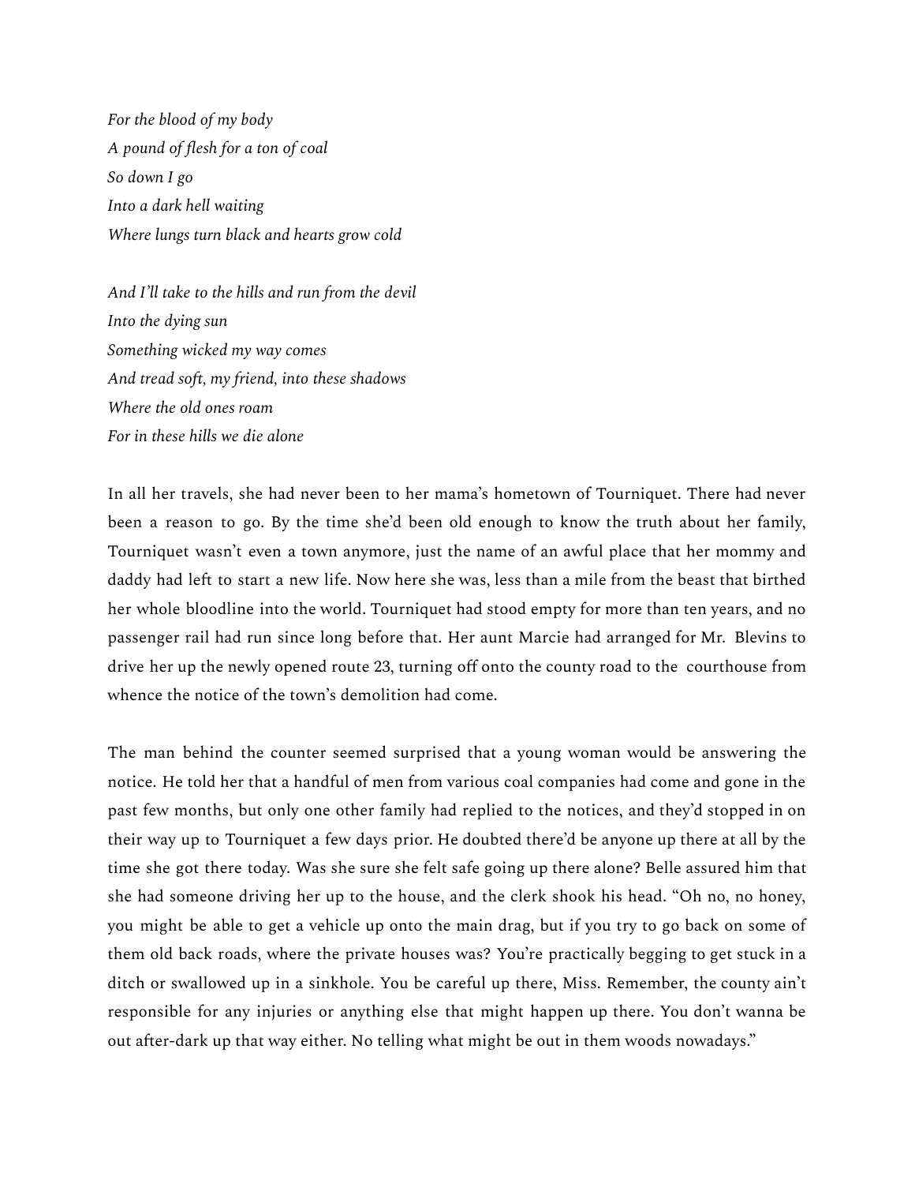*For the blood of my body*  
*A pound of flesh for a ton of coal*  
*So down I go*  
*Into a dark hell waiting*  
*Where lungs turn black and hearts grow cold*

*And I'll take to the hills and run from the devil*  
*Into the dying sun*  
*Something wicked my way comes*  
*And tread soft, my friend, into these shadows*  
*Where the old ones roam*  
*For in these hills we die alone*

In all her travels, she had never been to her mama's hometown of Tourniquet. There had never been a reason to go. By the time she'd been old enough to know the truth about her family, Tourniquet wasn't even a town anymore, just the name of an awful place that her mommy and daddy had left to start a new life. Now here she was, less than a mile from the beast that birthed her whole bloodline into the world. Tourniquet had stood empty for more than ten years, and no passenger rail had run since long before that. Her aunt Marcie had arranged for Mr. Blevins to drive her up the newly opened route 23, turning off onto the county road to the courthouse from whence the notice of the town's demolition had come.

The man behind the counter seemed surprised that a young woman would be answering the notice. He told her that a handful of men from various coal companies had come and gone in the past few months, but only one other family had replied to the notices, and they'd stopped in on their way up to Tourniquet a few days prior. He doubted there'd be anyone up there at all by the time she got there today. Was she sure she felt safe going up there alone? Belle assured him that she had someone driving her up to the house, and the clerk shook his head. "Oh no, no honey, you might be able to get a vehicle up onto the main drag, but if you try to go back on some of them old back roads, where the private houses was? You're practically begging to get stuck in a ditch or swallowed up in a sinkhole. You be careful up there, Miss. Remember, the county ain't responsible for any injuries or anything else that might happen up there. You don't wanna be out after-dark up that way either. No telling what might be out in them woods nowadays."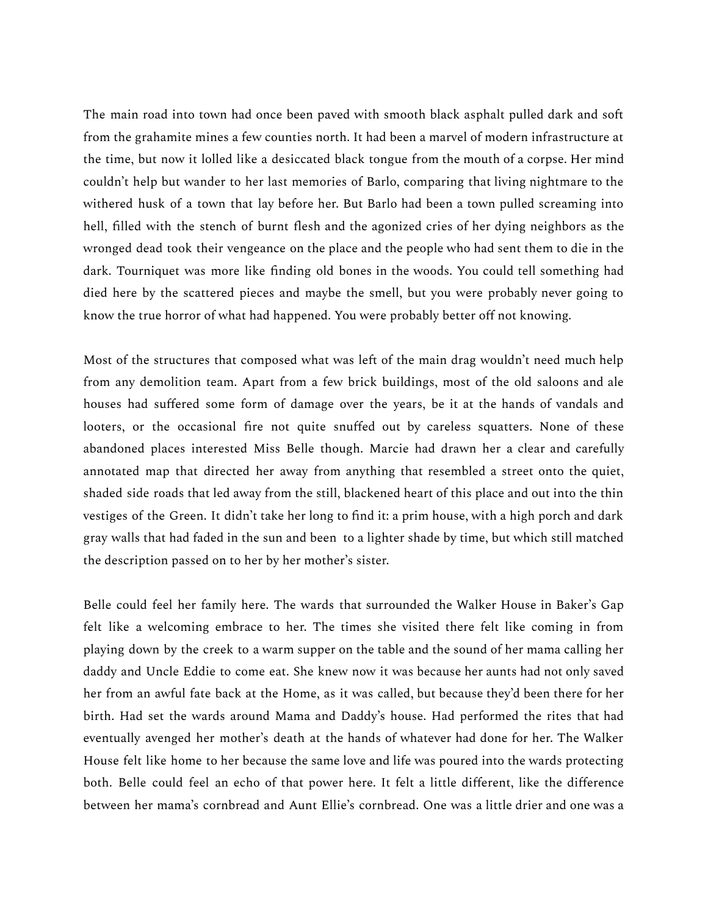The main road into town had once been paved with smooth black asphalt pulled dark and soft from the grahamite mines a few counties north. It had been a marvel of modern infrastructure at the time, but now it lolled like a desiccated black tongue from the mouth of a corpse. Her mind couldn't help but wander to her last memories of Barlo, comparing that living nightmare to the withered husk of a town that lay before her. But Barlo had been a town pulled screaming into hell, filled with the stench of burnt flesh and the agonized cries of her dying neighbors as the wronged dead took their vengeance on the place and the people who had sent them to die in the dark. Tourniquet was more like finding old bones in the woods. You could tell something had died here by the scattered pieces and maybe the smell, but you were probably never going to know the true horror of what had happened. You were probably better off not knowing.

Most of the structures that composed what was left of the main drag wouldn't need much help from any demolition team. Apart from a few brick buildings, most of the old saloons and ale houses had suffered some form of damage over the years, be it at the hands of vandals and looters, or the occasional fire not quite snuffed out by careless squatters. None of these abandoned places interested Miss Belle though. Marcie had drawn her a clear and carefully annotated map that directed her away from anything that resembled a street onto the quiet, shaded side roads that led away from the still, blackened heart of this place and out into the thin vestiges of the Green. It didn't take her long to find it: a prim house, with a high porch and dark gray walls that had faded in the sun and been  to a lighter shade by time, but which still matched the description passed on to her by her mother's sister.

Belle could feel her family here. The wards that surrounded the Walker House in Baker's Gap felt like a welcoming embrace to her. The times she visited there felt like coming in from playing down by the creek to a warm supper on the table and the sound of her mama calling her daddy and Uncle Eddie to come eat. She knew now it was because her aunts had not only saved her from an awful fate back at the Home, as it was called, but because they'd been there for her birth. Had set the wards around Mama and Daddy's house. Had performed the rites that had eventually avenged her mother's death at the hands of whatever had done for her. The Walker House felt like home to her because the same love and life was poured into the wards protecting both. Belle could feel an echo of that power here. It felt a little different, like the difference between her mama's cornbread and Aunt Ellie's cornbread. One was a little drier and one was a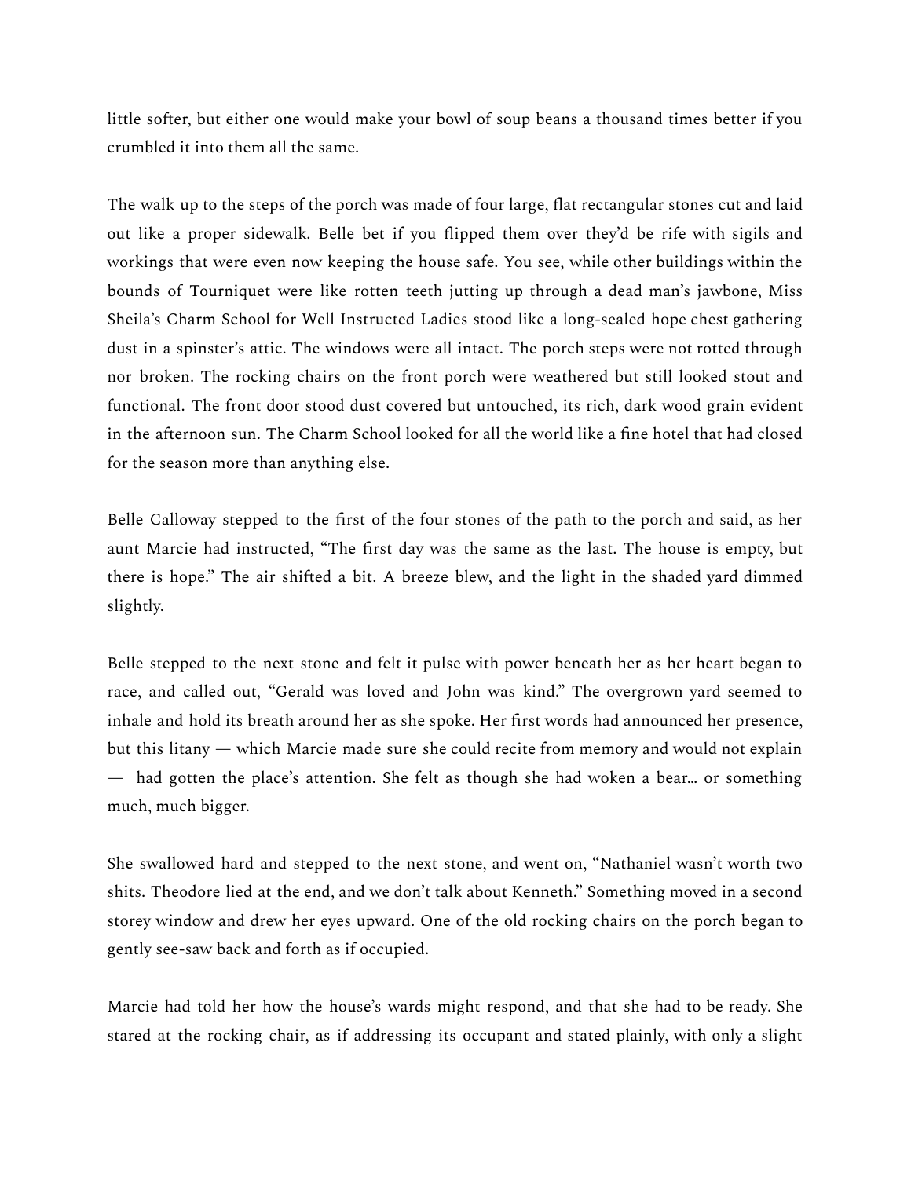little softer, but either one would make your bowl of soup beans a thousand times better if you crumbled it into them all the same.

The walk up to the steps of the porch was made of four large, flat rectangular stones cut and laid out like a proper sidewalk. Belle bet if you flipped them over they'd be rife with sigils and workings that were even now keeping the house safe. You see, while other buildings within the bounds of Tourniquet were like rotten teeth jutting up through a dead man's jawbone, Miss Sheila's Charm School for Well Instructed Ladies stood like a long-sealed hope chest gathering dust in a spinster's attic. The windows were all intact. The porch steps were not rotted through nor broken. The rocking chairs on the front porch were weathered but still looked stout and functional. The front door stood dust covered but untouched, its rich, dark wood grain evident in the afternoon sun. The Charm School looked for all the world like a fine hotel that had closed for the season more than anything else.

Belle Calloway stepped to the first of the four stones of the path to the porch and said, as her aunt Marcie had instructed, "The first day was the same as the last. The house is empty, but there is hope." The air shifted a bit. A breeze blew, and the light in the shaded yard dimmed slightly.

Belle stepped to the next stone and felt it pulse with power beneath her as her heart began to race, and called out, "Gerald was loved and John was kind." The overgrown yard seemed to inhale and hold its breath around her as she spoke. Her first words had announced her presence, but this litany — which Marcie made sure she could recite from memory and would not explain — had gotten the place's attention. She felt as though she had woken a bear… or something much, much bigger.

She swallowed hard and stepped to the next stone, and went on, "Nathaniel wasn't worth two shits. Theodore lied at the end, and we don't talk about Kenneth." Something moved in a second storey window and drew her eyes upward. One of the old rocking chairs on the porch began to gently see-saw back and forth as if occupied.

Marcie had told her how the house's wards might respond, and that she had to be ready. She stared at the rocking chair, as if addressing its occupant and stated plainly, with only a slight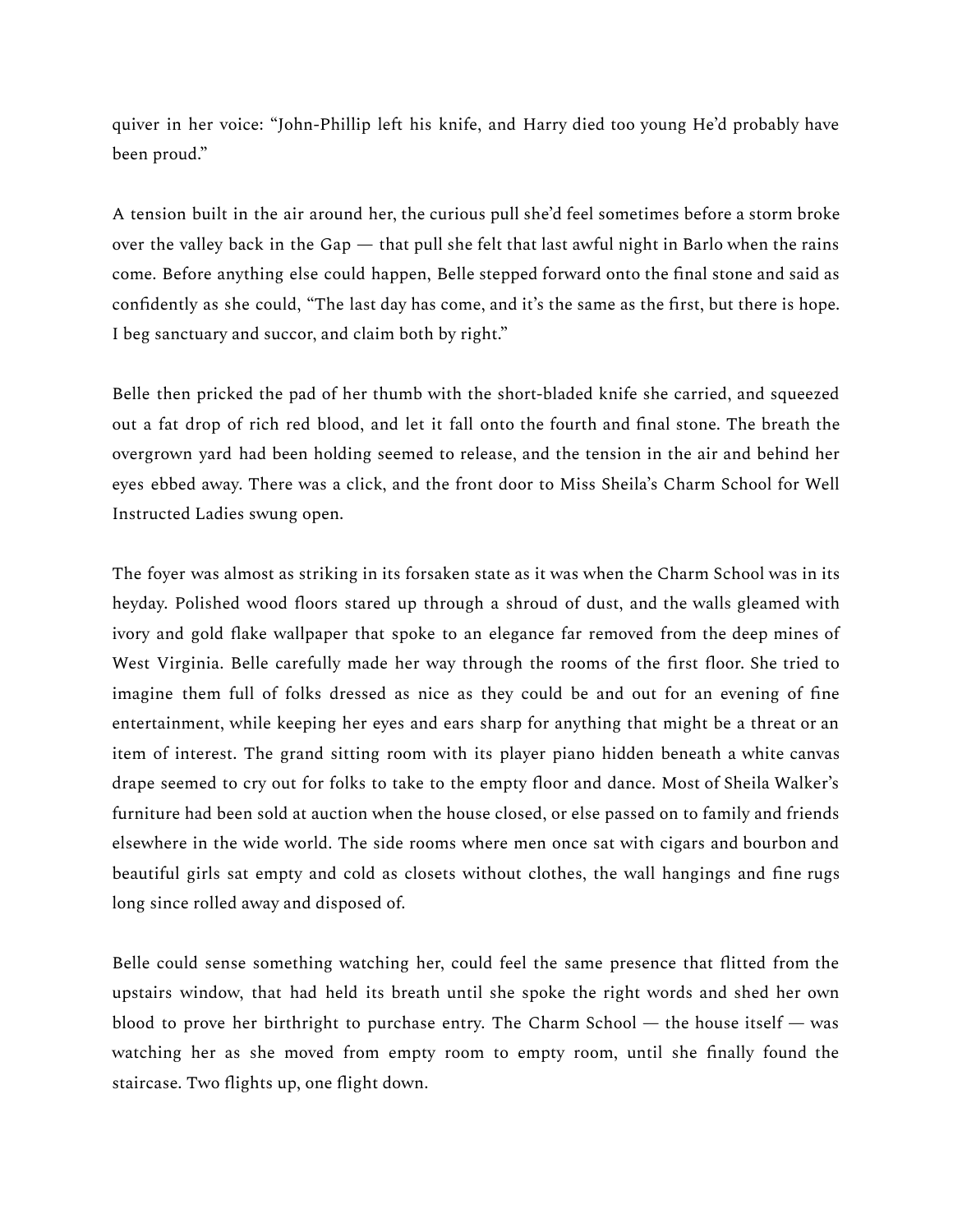quiver in her voice: "John-Phillip left his knife, and Harry died too young He'd probably have been proud."

A tension built in the air around her, the curious pull she'd feel sometimes before a storm broke over the valley back in the Gap — that pull she felt that last awful night in Barlo when the rains come. Before anything else could happen, Belle stepped forward onto the final stone and said as confidently as she could, "The last day has come, and it's the same as the first, but there is hope. I beg sanctuary and succor, and claim both by right."

Belle then pricked the pad of her thumb with the short-bladed knife she carried, and squeezed out a fat drop of rich red blood, and let it fall onto the fourth and final stone. The breath the overgrown yard had been holding seemed to release, and the tension in the air and behind her eyes ebbed away. There was a click, and the front door to Miss Sheila's Charm School for Well Instructed Ladies swung open.

The foyer was almost as striking in its forsaken state as it was when the Charm School was in its heyday. Polished wood floors stared up through a shroud of dust, and the walls gleamed with ivory and gold flake wallpaper that spoke to an elegance far removed from the deep mines of West Virginia. Belle carefully made her way through the rooms of the first floor. She tried to imagine them full of folks dressed as nice as they could be and out for an evening of fine entertainment, while keeping her eyes and ears sharp for anything that might be a threat or an item of interest. The grand sitting room with its player piano hidden beneath a white canvas drape seemed to cry out for folks to take to the empty floor and dance. Most of Sheila Walker's furniture had been sold at auction when the house closed, or else passed on to family and friends elsewhere in the wide world. The side rooms where men once sat with cigars and bourbon and beautiful girls sat empty and cold as closets without clothes, the wall hangings and fine rugs long since rolled away and disposed of.

Belle could sense something watching her, could feel the same presence that flitted from the upstairs window, that had held its breath until she spoke the right words and shed her own blood to prove her birthright to purchase entry. The Charm School — the house itself — was watching her as she moved from empty room to empty room, until she finally found the staircase. Two flights up, one flight down.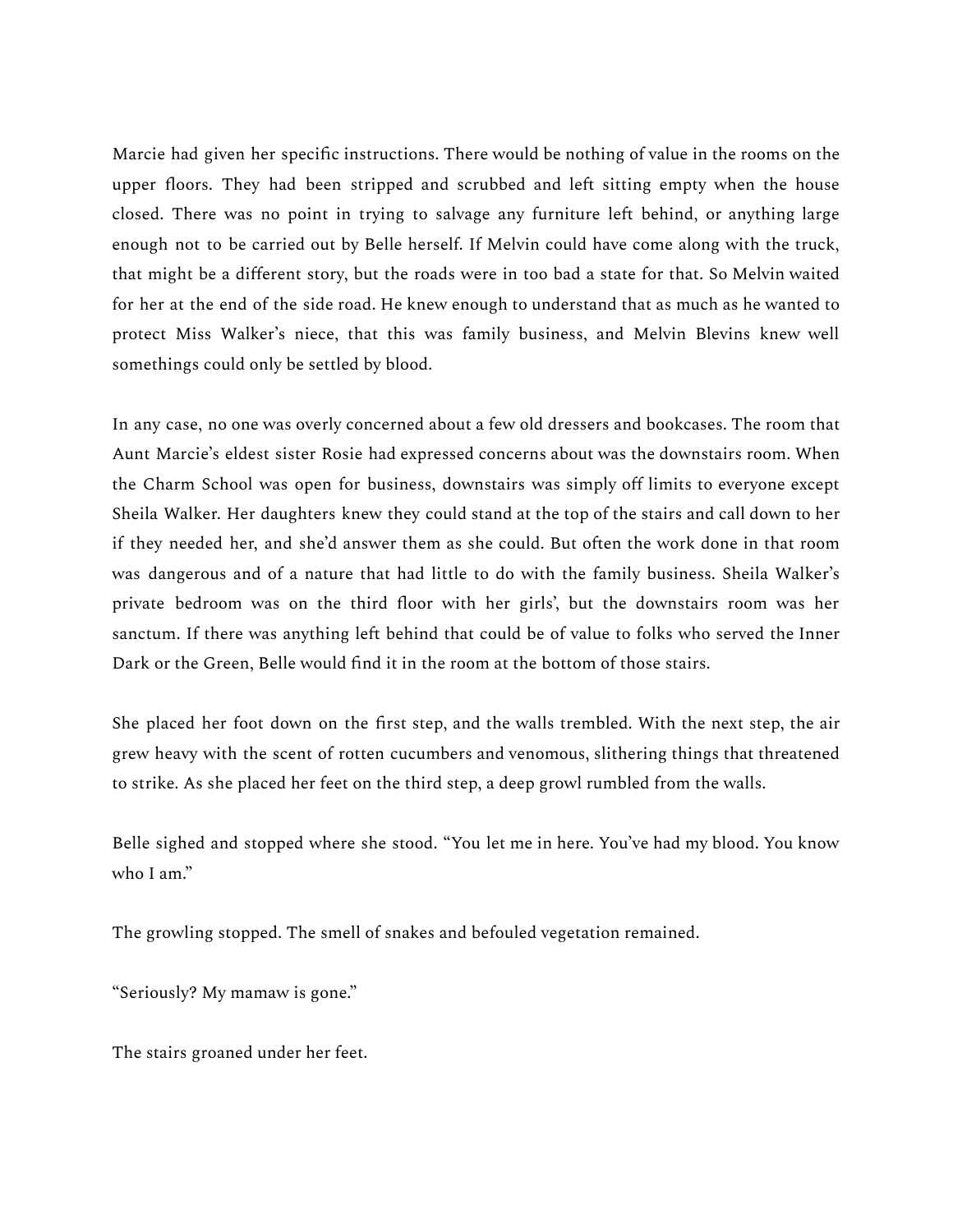Marcie had given her specific instructions. There would be nothing of value in the rooms on the upper floors. They had been stripped and scrubbed and left sitting empty when the house closed. There was no point in trying to salvage any furniture left behind, or anything large enough not to be carried out by Belle herself. If Melvin could have come along with the truck, that might be a different story, but the roads were in too bad a state for that. So Melvin waited for her at the end of the side road. He knew enough to understand that as much as he wanted to protect Miss Walker's niece, that this was family business, and Melvin Blevins knew well somethings could only be settled by blood.

In any case, no one was overly concerned about a few old dressers and bookcases. The room that Aunt Marcie's eldest sister Rosie had expressed concerns about was the downstairs room. When the Charm School was open for business, downstairs was simply off limits to everyone except Sheila Walker. Her daughters knew they could stand at the top of the stairs and call down to her if they needed her, and she'd answer them as she could. But often the work done in that room was dangerous and of a nature that had little to do with the family business. Sheila Walker's private bedroom was on the third floor with her girls', but the downstairs room was her sanctum. If there was anything left behind that could be of value to folks who served the Inner Dark or the Green, Belle would find it in the room at the bottom of those stairs.

She placed her foot down on the first step, and the walls trembled. With the next step, the air grew heavy with the scent of rotten cucumbers and venomous, slithering things that threatened to strike. As she placed her feet on the third step, a deep growl rumbled from the walls.

Belle sighed and stopped where she stood. "You let me in here. You've had my blood. You know who I am."

The growling stopped. The smell of snakes and befouled vegetation remained.

"Seriously? My mamaw is gone."

The stairs groaned under her feet.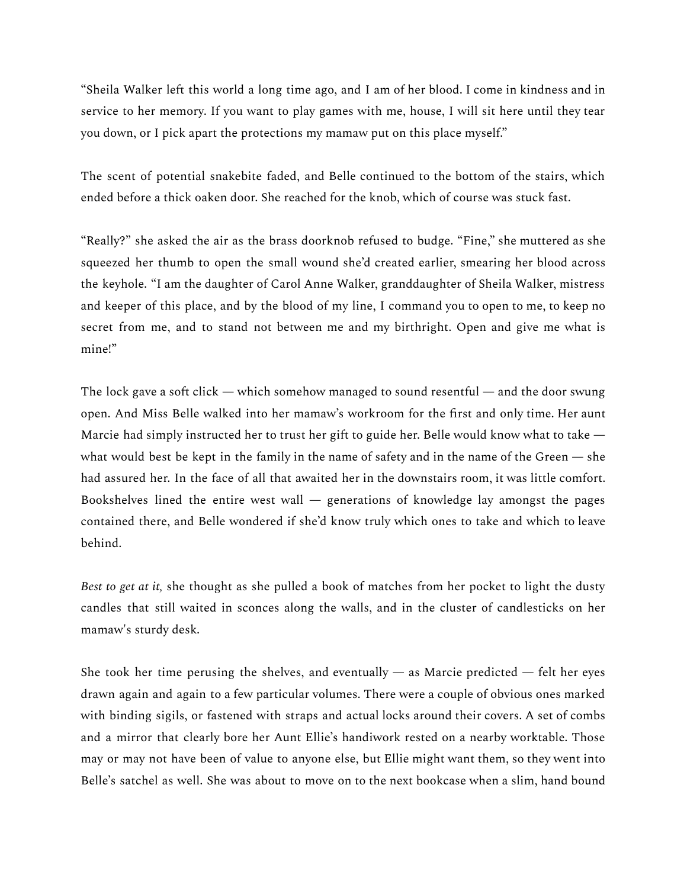"Sheila Walker left this world a long time ago, and I am of her blood. I come in kindness and in service to her memory. If you want to play games with me, house, I will sit here until they tear you down, or I pick apart the protections my mamaw put on this place myself."

The scent of potential snakebite faded, and Belle continued to the bottom of the stairs, which ended before a thick oaken door. She reached for the knob, which of course was stuck fast.

"Really?" she asked the air as the brass doorknob refused to budge. "Fine," she muttered as she squeezed her thumb to open the small wound she'd created earlier, smearing her blood across the keyhole. "I am the daughter of Carol Anne Walker, granddaughter of Sheila Walker, mistress and keeper of this place, and by the blood of my line, I command you to open to me, to keep no secret from me, and to stand not between me and my birthright. Open and give me what is mine!"

The lock gave a soft click — which somehow managed to sound resentful — and the door swung open. And Miss Belle walked into her mamaw's workroom for the first and only time. Her aunt Marcie had simply instructed her to trust her gift to guide her. Belle would know what to take — what would best be kept in the family in the name of safety and in the name of the Green — she had assured her. In the face of all that awaited her in the downstairs room, it was little comfort. Bookshelves lined the entire west wall — generations of knowledge lay amongst the pages contained there, and Belle wondered if she'd know truly which ones to take and which to leave behind.

*Best to get at it,* she thought as she pulled a book of matches from her pocket to light the dusty candles that still waited in sconces along the walls, and in the cluster of candlesticks on her mamaw's sturdy desk.

She took her time perusing the shelves, and eventually — as Marcie predicted — felt her eyes drawn again and again to a few particular volumes. There were a couple of obvious ones marked with binding sigils, or fastened with straps and actual locks around their covers. A set of combs and a mirror that clearly bore her Aunt Ellie's handiwork rested on a nearby worktable. Those may or may not have been of value to anyone else, but Ellie might want them, so they went into Belle's satchel as well. She was about to move on to the next bookcase when a slim, hand bound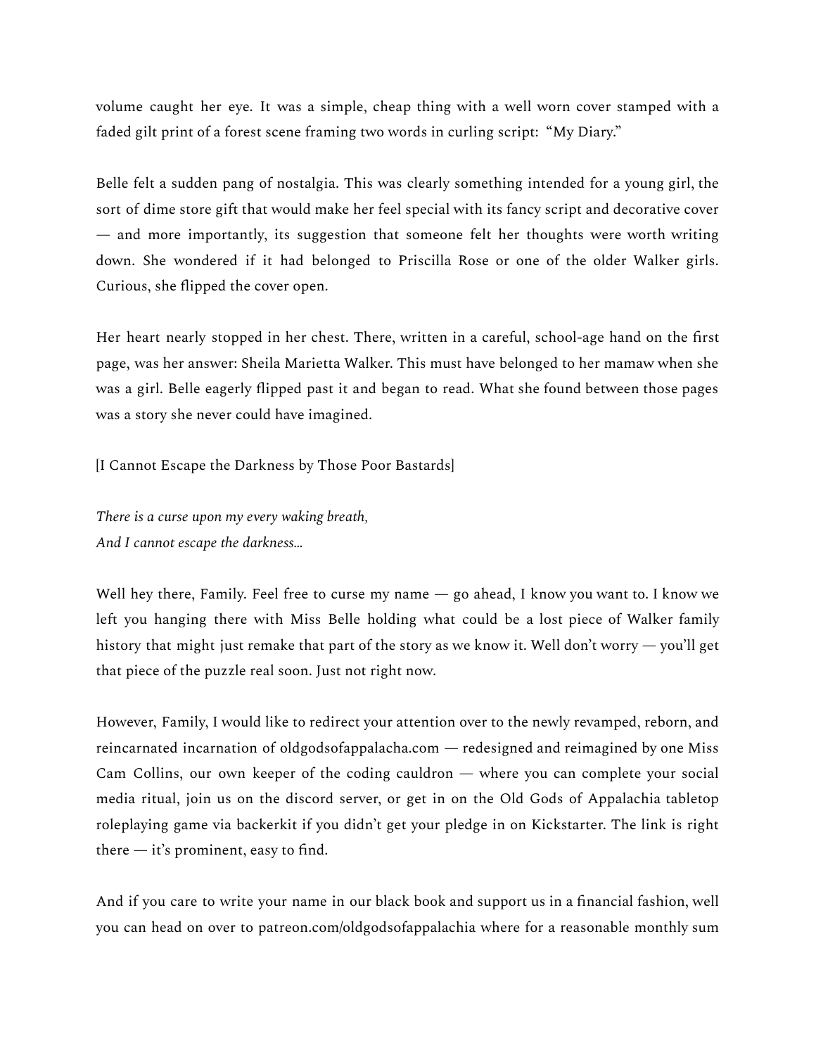volume caught her eye. It was a simple, cheap thing with a well worn cover stamped with a faded gilt print of a forest scene framing two words in curling script: "My Diary."

Belle felt a sudden pang of nostalgia. This was clearly something intended for a young girl, the sort of dime store gift that would make her feel special with its fancy script and decorative cover — and more importantly, its suggestion that someone felt her thoughts were worth writing down. She wondered if it had belonged to Priscilla Rose or one of the older Walker girls. Curious, she flipped the cover open.

Her heart nearly stopped in her chest. There, written in a careful, school-age hand on the first page, was her answer: Sheila Marietta Walker. This must have belonged to her mamaw when she was a girl. Belle eagerly flipped past it and began to read. What she found between those pages was a story she never could have imagined.

[I Cannot Escape the Darkness by Those Poor Bastards]

*There is a curse upon my every waking breath,*
*And I cannot escape the darkness...*

Well hey there, Family. Feel free to curse my name — go ahead, I know you want to. I know we left you hanging there with Miss Belle holding what could be a lost piece of Walker family history that might just remake that part of the story as we know it. Well don't worry — you'll get that piece of the puzzle real soon. Just not right now.

However, Family, I would like to redirect your attention over to the newly revamped, reborn, and reincarnated incarnation of oldgodsofappalacha.com — redesigned and reimagined by one Miss Cam Collins, our own keeper of the coding cauldron — where you can complete your social media ritual, join us on the discord server, or get in on the Old Gods of Appalachia tabletop roleplaying game via backerkit if you didn't get your pledge in on Kickstarter. The link is right there — it's prominent, easy to find.

And if you care to write your name in our black book and support us in a financial fashion, well you can head on over to patreon.com/oldgodsofappalachia where for a reasonable monthly sum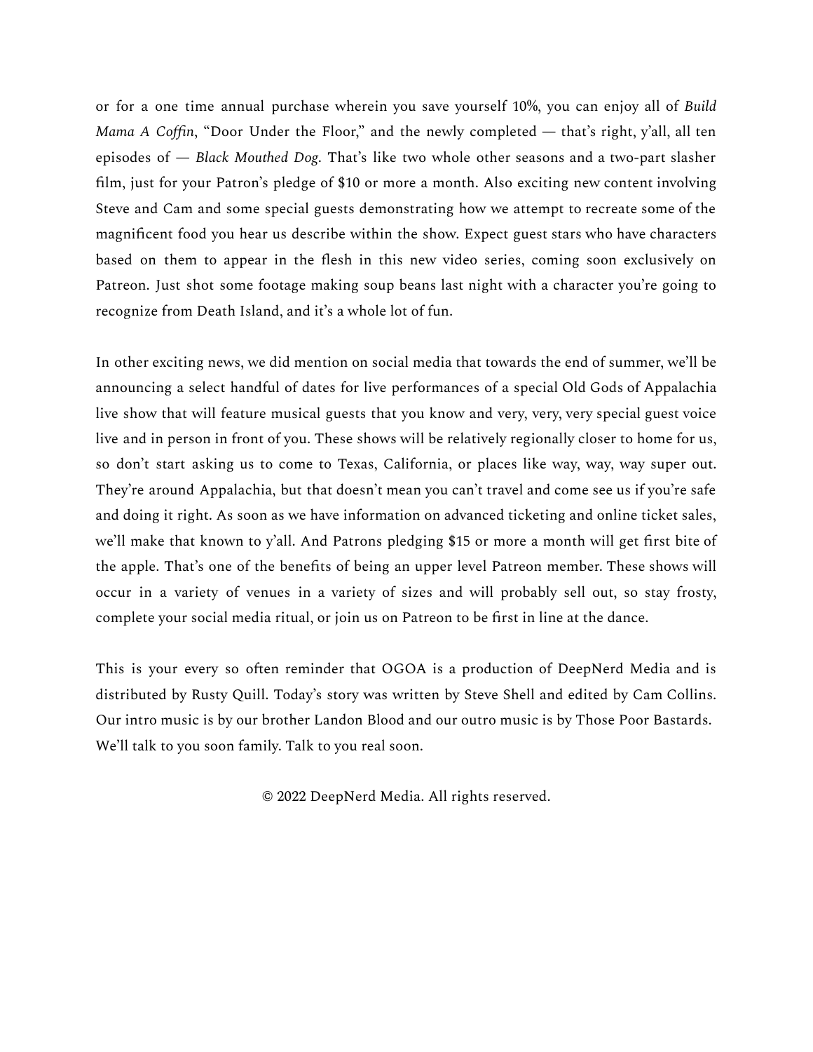or for a one time annual purchase wherein you save yourself 10%, you can enjoy all of *Build Mama A Coffin*, "Door Under the Floor," and the newly completed — that's right, y'all, all ten episodes of — *Black Mouthed Dog.* That's like two whole other seasons and a two-part slasher film, just for your Patron's pledge of $10 or more a month. Also exciting new content involving Steve and Cam and some special guests demonstrating how we attempt to recreate some of the magnificent food you hear us describe within the show. Expect guest stars who have characters based on them to appear in the flesh in this new video series, coming soon exclusively on Patreon. Just shot some footage making soup beans last night with a character you're going to recognize from Death Island, and it's a whole lot of fun.

In other exciting news, we did mention on social media that towards the end of summer, we'll be announcing a select handful of dates for live performances of a special Old Gods of Appalachia live show that will feature musical guests that you know and very, very, very special guest voice live and in person in front of you. These shows will be relatively regionally closer to home for us, so don't start asking us to come to Texas, California, or places like way, way, way super out. They're around Appalachia, but that doesn't mean you can't travel and come see us if you're safe and doing it right. As soon as we have information on advanced ticketing and online ticket sales, we'll make that known to y'all. And Patrons pledging $15 or more a month will get first bite of the apple. That's one of the benefits of being an upper level Patreon member. These shows will occur in a variety of venues in a variety of sizes and will probably sell out, so stay frosty, complete your social media ritual, or join us on Patreon to be first in line at the dance.

This is your every so often reminder that OGOA is a production of DeepNerd Media and is distributed by Rusty Quill. Today's story was written by Steve Shell and edited by Cam Collins. Our intro music is by our brother Landon Blood and our outro music is by Those Poor Bastards. We'll talk to you soon family. Talk to you real soon.

© 2022 DeepNerd Media. All rights reserved.